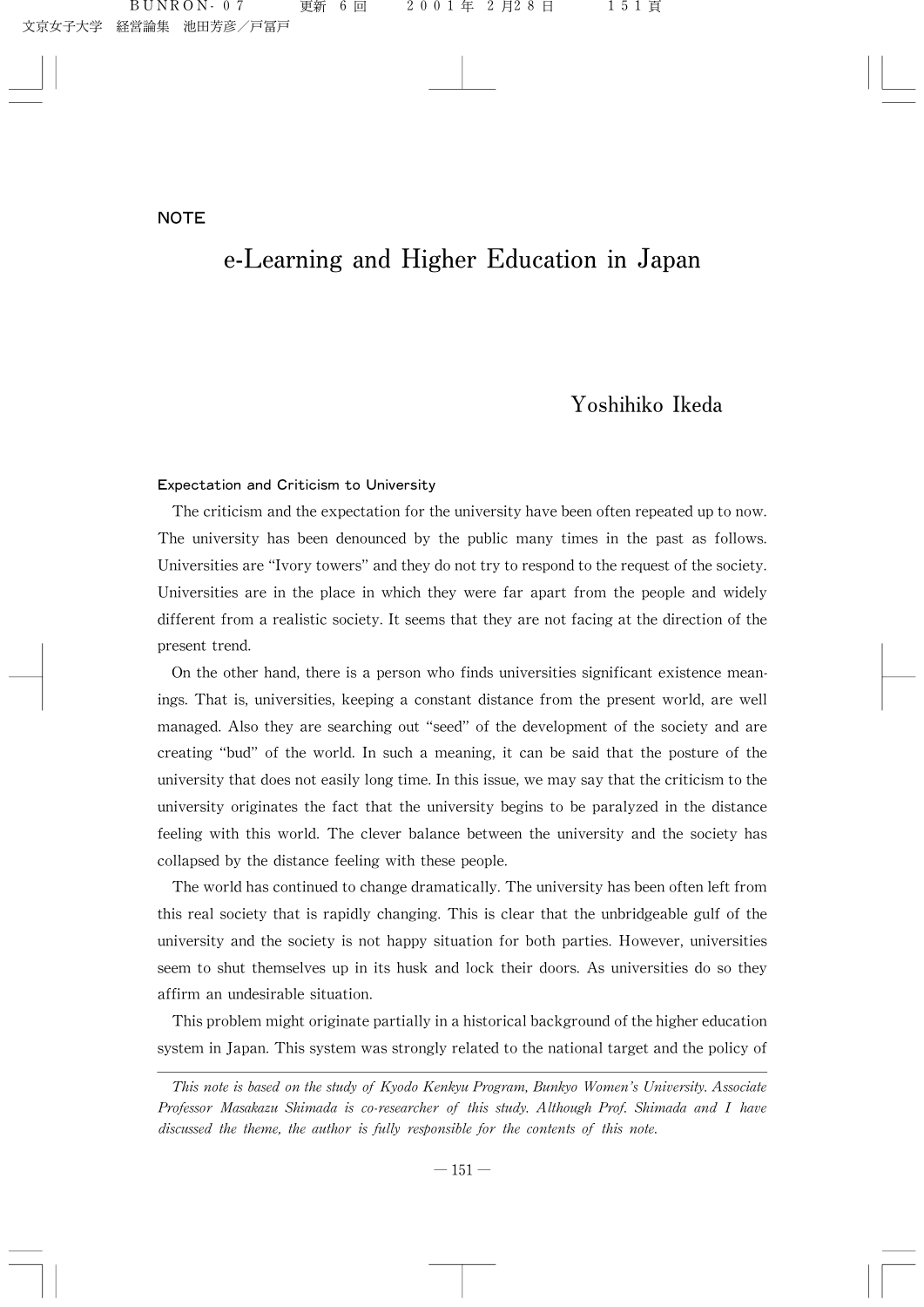NOTE

# e-Learning and Higher Education in Japan

Yoshihiko Ikeda

### Expectation and Criticism to University

The criticism and the expectation for the university have been often repeated up to now. The university has been denounced by the public many times in the past as follows. Universities are "Ivory towers" and they do not try to respond to the request of the society. Universities are in the place in which they were far apart from the people and widely different from a realistic society. It seems that they are not facing at the direction of the present trend.

On the other hand, there is a person who finds universities significant existence meanings. That is, universities, keeping a constant distance from the present world, are well managed. Also they are searching out "seed" of the development of the society and are creating "bud" of the world. In such a meaning, it can be said that the posture of the university that does not easily long time. In this issue, we may say that the criticism to the university originates the fact that the university begins to be paralyzed in the distance feeling with this world. The clever balance between the university and the society has collapsed by the distance feeling with these people.

The world has continued to change dramatically. The university has been often left from this real society that is rapidly changing. This is clear that the unbridgeable gulf of the university and the society is not happy situation for both parties. However, universities seem to shut themselves up in its husk and lock their doors. As universities do so they affirm an undesirable situation.

This problem might originate partially in a historical background of the higher education system in Japan. This system was strongly related to the national target and the policy of

*This note is based on the study of Kyodo Kenkyu Program, Bunkyo Women's University. Associate Professor Masakazu Shimada is co-researcher of this study. Although Prof. Shimada and I have discussed the theme, the author is fully responsible for the contents of this note.*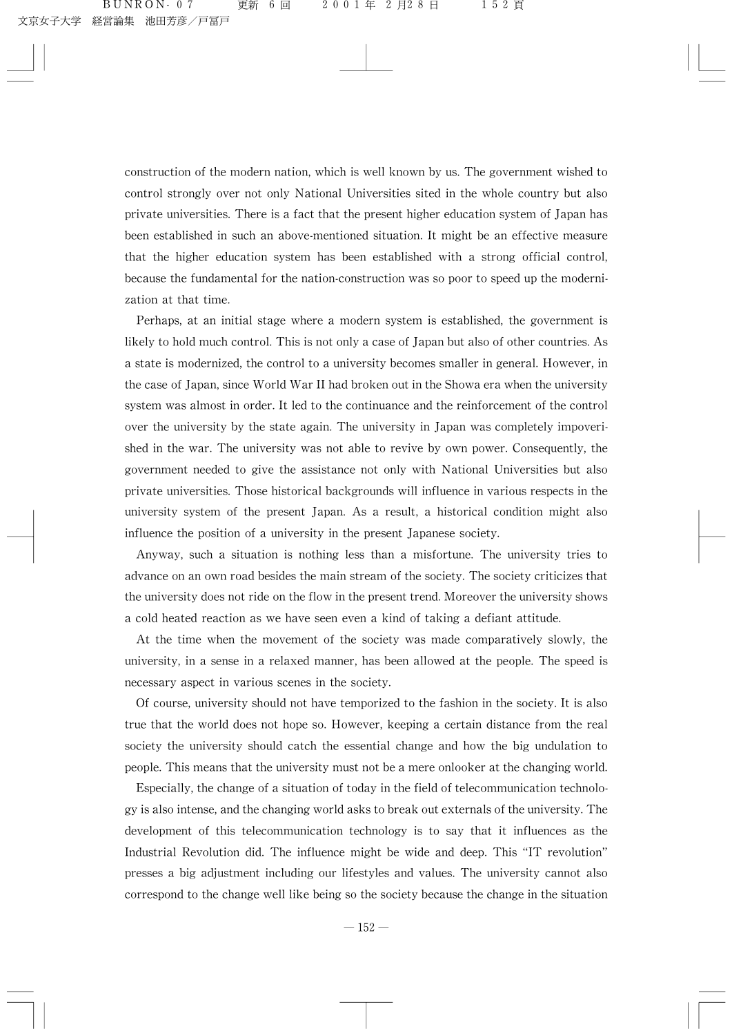construction of the modern nation, which is well known by us. The government wished to control strongly over not only National Universities sited in the whole country but also private universities. There is a fact that the present higher education system of Japan has been established in such an above-mentioned situation. It might be an effective measure that the higher education system has been established with a strong official control, because the fundamental for the nation-construction was so poor to speed up the modernization at that time.

Perhaps, at an initial stage where a modern system is established, the government is likely to hold much control. This is not only a case of Japan but also of other countries. As a state is modernized, the control to a university becomes smaller in general. However, in the case of Japan, since World War II had broken out in the Showa era when the university system was almost in order. It led to the continuance and the reinforcement of the control over the university by the state again. The university in Japan was completely impoverished in the war. The university was not able to revive by own power. Consequently, the government needed to give the assistance not only with National Universities but also private universities. Those historical backgrounds will influence in various respects in the university system of the present Japan. As a result, a historical condition might also influence the position of a university in the present Japanese society.

Anyway, such a situation is nothing less than a misfortune. The university tries to advance on an own road besides the main stream of the society. The society criticizes that the university does not ride on the flow in the present trend. Moreover the university shows a cold heated reaction as we have seen even a kind of taking a defiant attitude.

At the time when the movement of the society was made comparatively slowly, the university, in a sense in a relaxed manner, has been allowed at the people. The speed is necessary aspect in various scenes in the society.

Of course, university should not have temporized to the fashion in the society. It is also true that the world does not hope so. However, keeping a certain distance from the real society the university should catch the essential change and how the big undulation to people. This means that the university must not be a mere onlooker at the changing world.

Especially, the change of a situation of today in the field of telecommunication technology is also intense, and the changing world asks to break out externals of the university. The development of this telecommunication technology is to say that it influences as the Industrial Revolution did. The influence might be wide and deep. This "IT revolution" presses a big adjustment including our lifestyles and values. The university cannot also correspond to the change well like being so the society because the change in the situation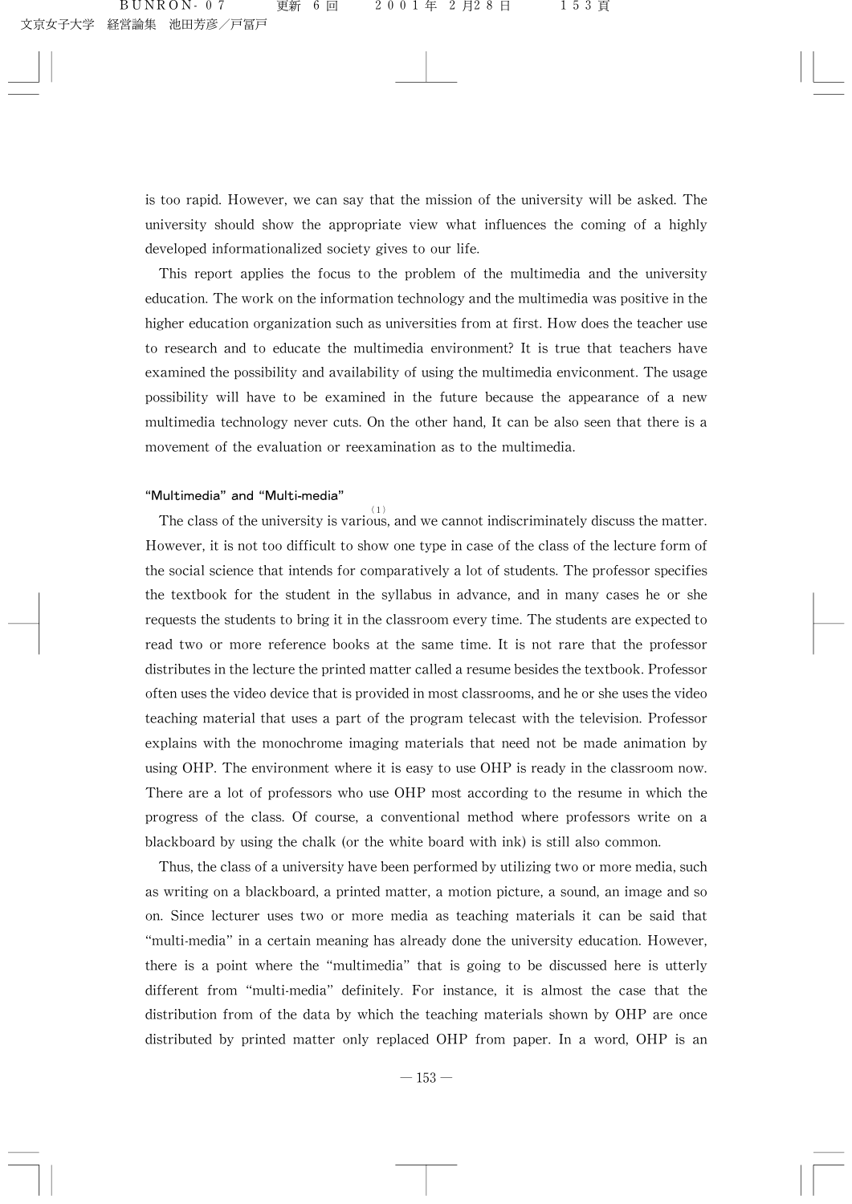is too rapid. However, we can say that the mission of the university will be asked. The university should show the appropriate view what influences the coming of a highly developed informationalized society gives to our life.

This report applies the focus to the problem of the multimedia and the university education. The work on the information technology and the multimedia was positive in the higher education organization such as universities from at first. How does the teacher use to research and to educate the multimedia environment? It is true that teachers have examined the possibility and availability of using the multimedia enviconment. The usage possibility will have to be examined in the future because the appearance of a new multimedia technology never cuts. On the other hand, It can be also seen that there is a movement of the evaluation or reexamination as to the multimedia.

### "Multimedia" and "Multi-media"

The class of the university is various[(1)], and we cannot indiscriminately discuss the matter. However, it is not too difficult to show one type in case of the class of the lecture form of the social science that intends for comparatively a lot of students. The professor specifies the textbook for the student in the syllabus in advance, and in many cases he or she requests the students to bring it in the classroom every time. The students are expected to read two or more reference books at the same time. It is not rare that the professor distributes in the lecture the printed matter called a resume besides the textbook. Professor often uses the video device that is provided in most classrooms, and he or she uses the video teaching material that uses a part of the program telecast with the television. Professor explains with the monochrome imaging materials that need not be made animation by using OHP. The environment where it is easy to use OHP is ready in the classroom now. There are a lot of professors who use OHP most according to the resume in which the progress of the class. Of course, a conventional method where professors write on a blackboard by using the chalk (or the white board with ink) is still also common.

Thus, the class of a university have been performed by utilizing two or more media, such as writing on a blackboard, a printed matter, a motion picture, a sound, an image and so on. Since lecturer uses two or more media as teaching materials it can be said that "multi-media" in a certain meaning has already done the university education. However, there is a point where the "multimedia" that is going to be discussed here is utterly different from "multi-media" definitely. For instance, it is almost the case that the distribution from of the data by which the teaching materials shown by OHP are once distributed by printed matter only replaced OHP from paper. In a word, OHP is an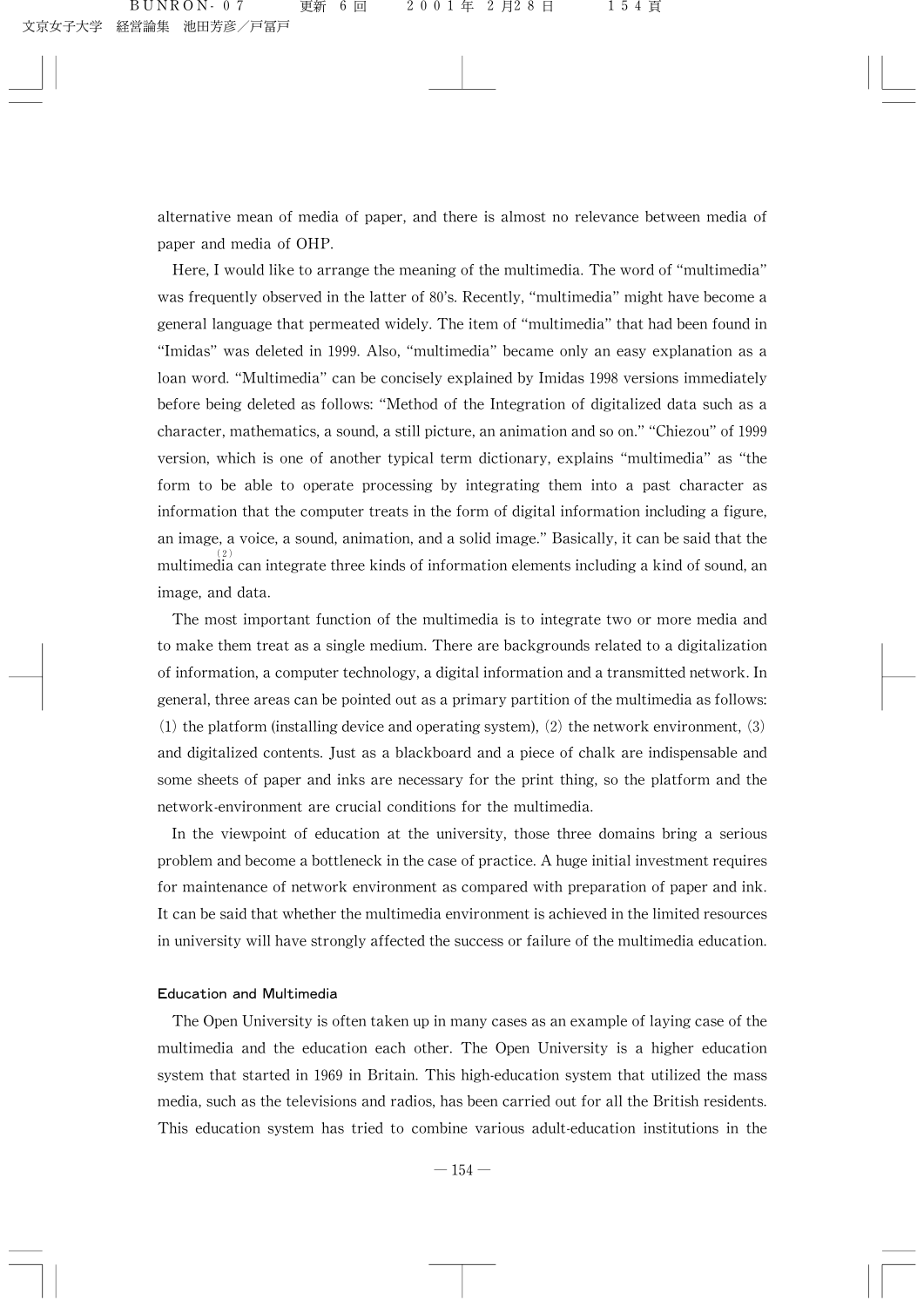alternative mean of media of paper, and there is almost no relevance between media of paper and media of OHP.

Here, I would like to arrange the meaning of the multimedia. The word of "multimedia" was frequently observed in the latter of 80's. Recently, "multimedia" might have become a general language that permeated widely. The item of "multimedia" that had been found in "Imidas" was deleted in 1999. Also, "multimedia" became only an easy explanation as a loan word. "Multimedia" can be concisely explained by Imidas 1998 versions immediately before being deleted as follows: "Method of the Integration of digitalized data such as a character, mathematics, a sound, a still picture, an animation and so on." "Chiezou" of 1999 version, which is one of another typical term dictionary, explains "multimedia" as "the form to be able to operate processing by integrating them into a past character as information that the computer treats in the form of digital information including a figure, an image, a voice, a sound, animation, and a solid image." Basically, it can be said that the multimedia[2] can integrate three kinds of information elements including a kind of sound, an image, and data.

The most important function of the multimedia is to integrate two or more media and to make them treat as a single medium. There are backgrounds related to a digitalization of information, a computer technology, a digital information and a transmitted network. In general, three areas can be pointed out as a primary partition of the multimedia as follows: (1) the platform (installing device and operating system), (2) the network environment, (3) and digitalized contents. Just as a blackboard and a piece of chalk are indispensable and some sheets of paper and inks are necessary for the print thing, so the platform and the network-environment are crucial conditions for the multimedia.

In the viewpoint of education at the university, those three domains bring a serious problem and become a bottleneck in the case of practice. A huge initial investment requires for maintenance of network environment as compared with preparation of paper and ink. It can be said that whether the multimedia environment is achieved in the limited resources in university will have strongly affected the success or failure of the multimedia education.

## Education and Multimedia

The Open University is often taken up in many cases as an example of laying case of the multimedia and the education each other. The Open University is a higher education system that started in 1969 in Britain. This high-education system that utilized the mass media, such as the televisions and radios, has been carried out for all the British residents. This education system has tried to combine various adult-education institutions in the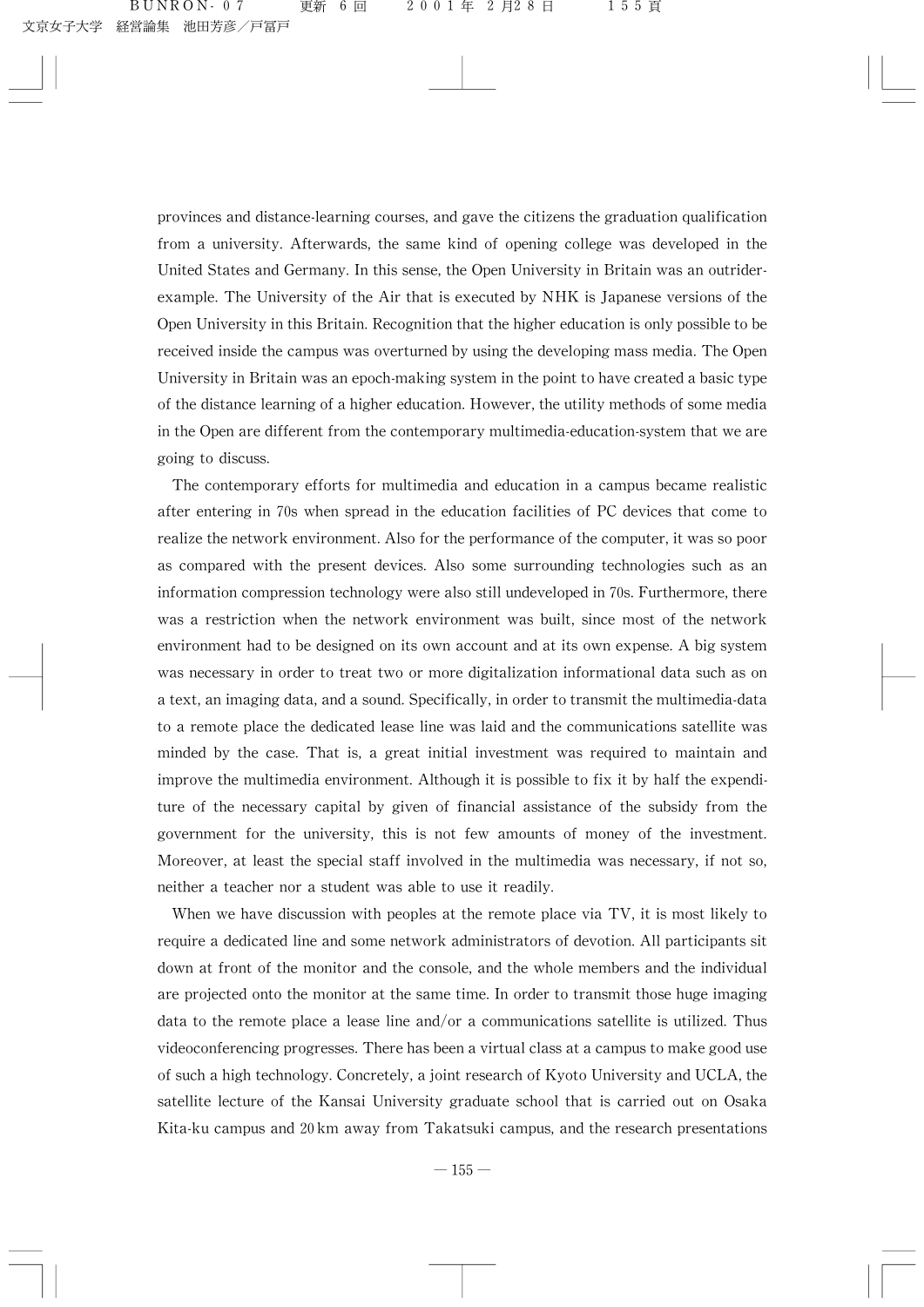provinces and distance-learning courses, and gave the citizens the graduation qualification from a university. Afterwards, the same kind of opening college was developed in the United States and Germany. In this sense, the Open University in Britain was an outrider-example. The University of the Air that is executed by NHK is Japanese versions of the Open University in this Britain. Recognition that the higher education is only possible to be received inside the campus was overturned by using the developing mass media. The Open University in Britain was an epoch-making system in the point to have created a basic type of the distance learning of a higher education. However, the utility methods of some media in the Open are different from the contemporary multimedia-education-system that we are going to discuss.

The contemporary efforts for multimedia and education in a campus became realistic after entering in 70s when spread in the education facilities of PC devices that come to realize the network environment. Also for the performance of the computer, it was so poor as compared with the present devices. Also some surrounding technologies such as an information compression technology were also still undeveloped in 70s. Furthermore, there was a restriction when the network environment was built, since most of the network environment had to be designed on its own account and at its own expense. A big system was necessary in order to treat two or more digitalization informational data such as on a text, an imaging data, and a sound. Specifically, in order to transmit the multimedia-data to a remote place the dedicated lease line was laid and the communications satellite was minded by the case. That is, a great initial investment was required to maintain and improve the multimedia environment. Although it is possible to fix it by half the expenditure of the necessary capital by given of financial assistance of the subsidy from the government for the university, this is not few amounts of money of the investment. Moreover, at least the special staff involved in the multimedia was necessary, if not so, neither a teacher nor a student was able to use it readily.

When we have discussion with peoples at the remote place via TV, it is most likely to require a dedicated line and some network administrators of devotion. All participants sit down at front of the monitor and the console, and the whole members and the individual are projected onto the monitor at the same time. In order to transmit those huge imaging data to the remote place a lease line and/or a communications satellite is utilized. Thus videoconferencing progresses. There has been a virtual class at a campus to make good use of such a high technology. Concretely, a joint research of Kyoto University and UCLA, the satellite lecture of the Kansai University graduate school that is carried out on Osaka Kita-ku campus and 20 km away from Takatsuki campus, and the research presentations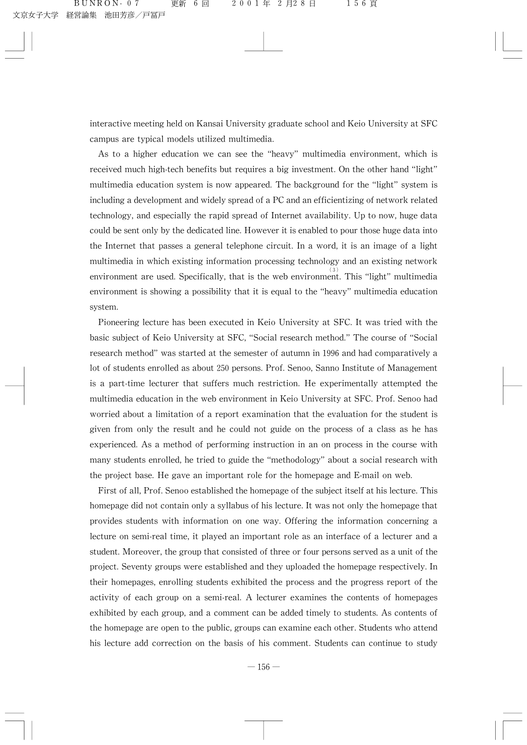interactive meeting held on Kansai University graduate school and Keio University at SFC campus are typical models utilized multimedia.

As to a higher education we can see the "heavy" multimedia environment, which is received much high-tech benefits but requires a big investment. On the other hand "light" multimedia education system is now appeared. The background for the "light" system is including a development and widely spread of a PC and an efficientizing of network related technology, and especially the rapid spread of Internet availability. Up to now, huge data could be sent only by the dedicated line. However it is enabled to pour those huge data into the Internet that passes a general telephone circuit. In a word, it is an image of a light multimedia in which existing information processing technology and an existing network environment are used. Specifically, that is the web environment.[3] This "light" multimedia environment is showing a possibility that it is equal to the "heavy" multimedia education system.

Pioneering lecture has been executed in Keio University at SFC. It was tried with the basic subject of Keio University at SFC, "Social research method." The course of "Social research method" was started at the semester of autumn in 1996 and had comparatively a lot of students enrolled as about 250 persons. Prof. Senoo, Sanno Institute of Management is a part-time lecturer that suffers much restriction. He experimentally attempted the multimedia education in the web environment in Keio University at SFC. Prof. Senoo had worried about a limitation of a report examination that the evaluation for the student is given from only the result and he could not guide on the process of a class as he has experienced. As a method of performing instruction in an on process in the course with many students enrolled, he tried to guide the "methodology" about a social research with the project base. He gave an important role for the homepage and E-mail on web.

First of all, Prof. Senoo established the homepage of the subject itself at his lecture. This homepage did not contain only a syllabus of his lecture. It was not only the homepage that provides students with information on one way. Offering the information concerning a lecture on semi-real time, it played an important role as an interface of a lecturer and a student. Moreover, the group that consisted of three or four persons served as a unit of the project. Seventy groups were established and they uploaded the homepage respectively. In their homepages, enrolling students exhibited the process and the progress report of the activity of each group on a semi-real. A lecturer examines the contents of homepages exhibited by each group, and a comment can be added timely to students. As contents of the homepage are open to the public, groups can examine each other. Students who attend his lecture add correction on the basis of his comment. Students can continue to study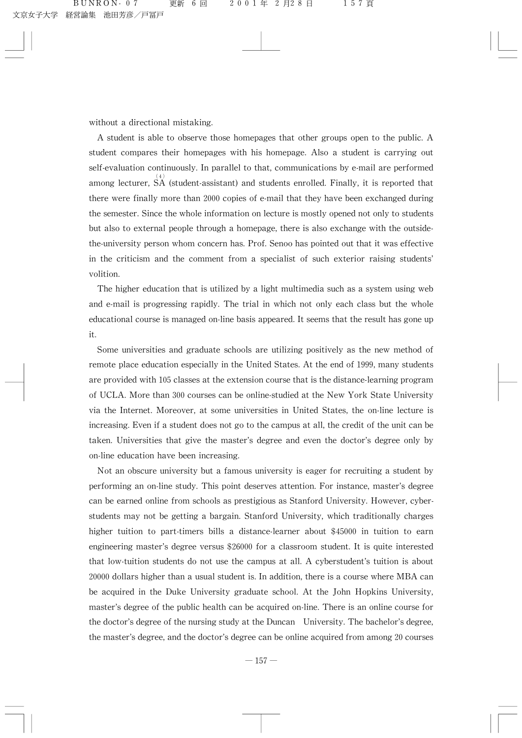without a directional mistaking.

A student is able to observe those homepages that other groups open to the public. A student compares their homepages with his homepage. Also a student is carrying out self-evaluation continuously. In parallel to that, communications by e-mail are performed among lecturer, SA[4] (student-assistant) and students enrolled. Finally, it is reported that there were finally more than 2000 copies of e-mail that they have been exchanged during the semester. Since the whole information on lecture is mostly opened not only to students but also to external people through a homepage, there is also exchange with the outside-the-university person whom concern has. Prof. Senoo has pointed out that it was effective in the criticism and the comment from a specialist of such exterior raising students' volition.

The higher education that is utilized by a light multimedia such as a system using web and e-mail is progressing rapidly. The trial in which not only each class but the whole educational course is managed on-line basis appeared. It seems that the result has gone up it.

Some universities and graduate schools are utilizing positively as the new method of remote place education especially in the United States. At the end of 1999, many students are provided with 105 classes at the extension course that is the distance-learning program of UCLA. More than 300 courses can be online-studied at the New York State University via the Internet. Moreover, at some universities in United States, the on-line lecture is increasing. Even if a student does not go to the campus at all, the credit of the unit can be taken. Universities that give the master's degree and even the doctor's degree only by on-line education have been increasing.

Not an obscure university but a famous university is eager for recruiting a student by performing an on-line study. This point deserves attention. For instance, master's degree can be earned online from schools as prestigious as Stanford University. However, cyber-students may not be getting a bargain. Stanford University, which traditionally charges higher tuition to part-timers bills a distance-learner about $45000 in tuition to earn engineering master's degree versus $26000 for a classroom student. It is quite interested that low-tuition students do not use the campus at all. A cyberstudent's tuition is about 20000 dollars higher than a usual student is. In addition, there is a course where MBA can be acquired in the Duke University graduate school. At the John Hopkins University, master's degree of the public health can be acquired on-line. There is an online course for the doctor's degree of the nursing study at the Duncan  University. The bachelor's degree, the master's degree, and the doctor's degree can be online acquired from among 20 courses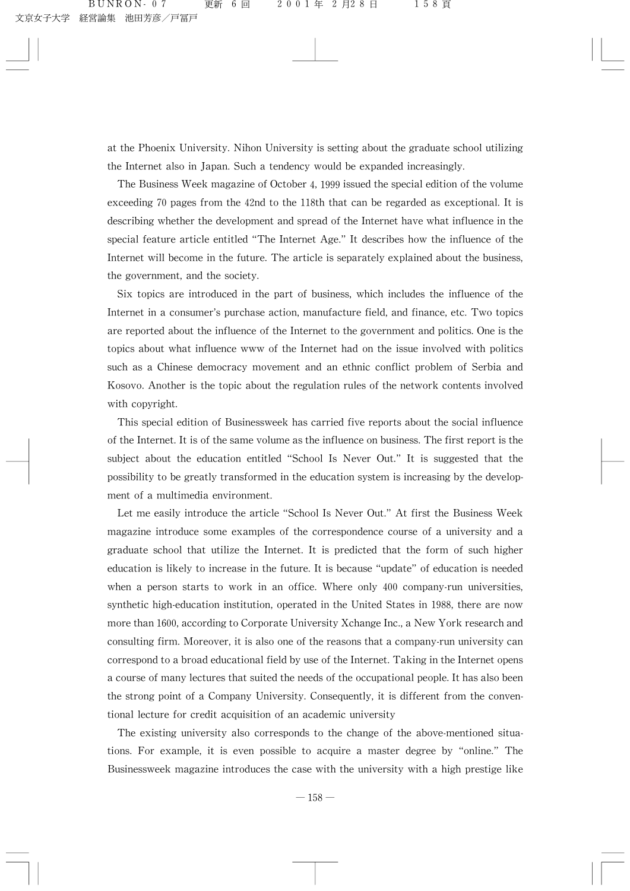at the Phoenix University. Nihon University is setting about the graduate school utilizing the Internet also in Japan. Such a tendency would be expanded increasingly.

The Business Week magazine of October 4, 1999 issued the special edition of the volume exceeding 70 pages from the 42nd to the 118th that can be regarded as exceptional. It is describing whether the development and spread of the Internet have what influence in the special feature article entitled "The Internet Age." It describes how the influence of the Internet will become in the future. The article is separately explained about the business, the government, and the society.

Six topics are introduced in the part of business, which includes the influence of the Internet in a consumer's purchase action, manufacture field, and finance, etc. Two topics are reported about the influence of the Internet to the government and politics. One is the topics about what influence www of the Internet had on the issue involved with politics such as a Chinese democracy movement and an ethnic conflict problem of Serbia and Kosovo. Another is the topic about the regulation rules of the network contents involved with copyright.

This special edition of Businessweek has carried five reports about the social influence of the Internet. It is of the same volume as the influence on business. The first report is the subject about the education entitled "School Is Never Out." It is suggested that the possibility to be greatly transformed in the education system is increasing by the development of a multimedia environment.

Let me easily introduce the article "School Is Never Out." At first the Business Week magazine introduce some examples of the correspondence course of a university and a graduate school that utilize the Internet. It is predicted that the form of such higher education is likely to increase in the future. It is because "update" of education is needed when a person starts to work in an office. Where only 400 company-run universities, synthetic high-education institution, operated in the United States in 1988, there are now more than 1600, according to Corporate University Xchange Inc., a New York research and consulting firm. Moreover, it is also one of the reasons that a company-run university can correspond to a broad educational field by use of the Internet. Taking in the Internet opens a course of many lectures that suited the needs of the occupational people. It has also been the strong point of a Company University. Consequently, it is different from the conventional lecture for credit acquisition of an academic university

The existing university also corresponds to the change of the above-mentioned situations. For example, it is even possible to acquire a master degree by "online." The Businessweek magazine introduces the case with the university with a high prestige like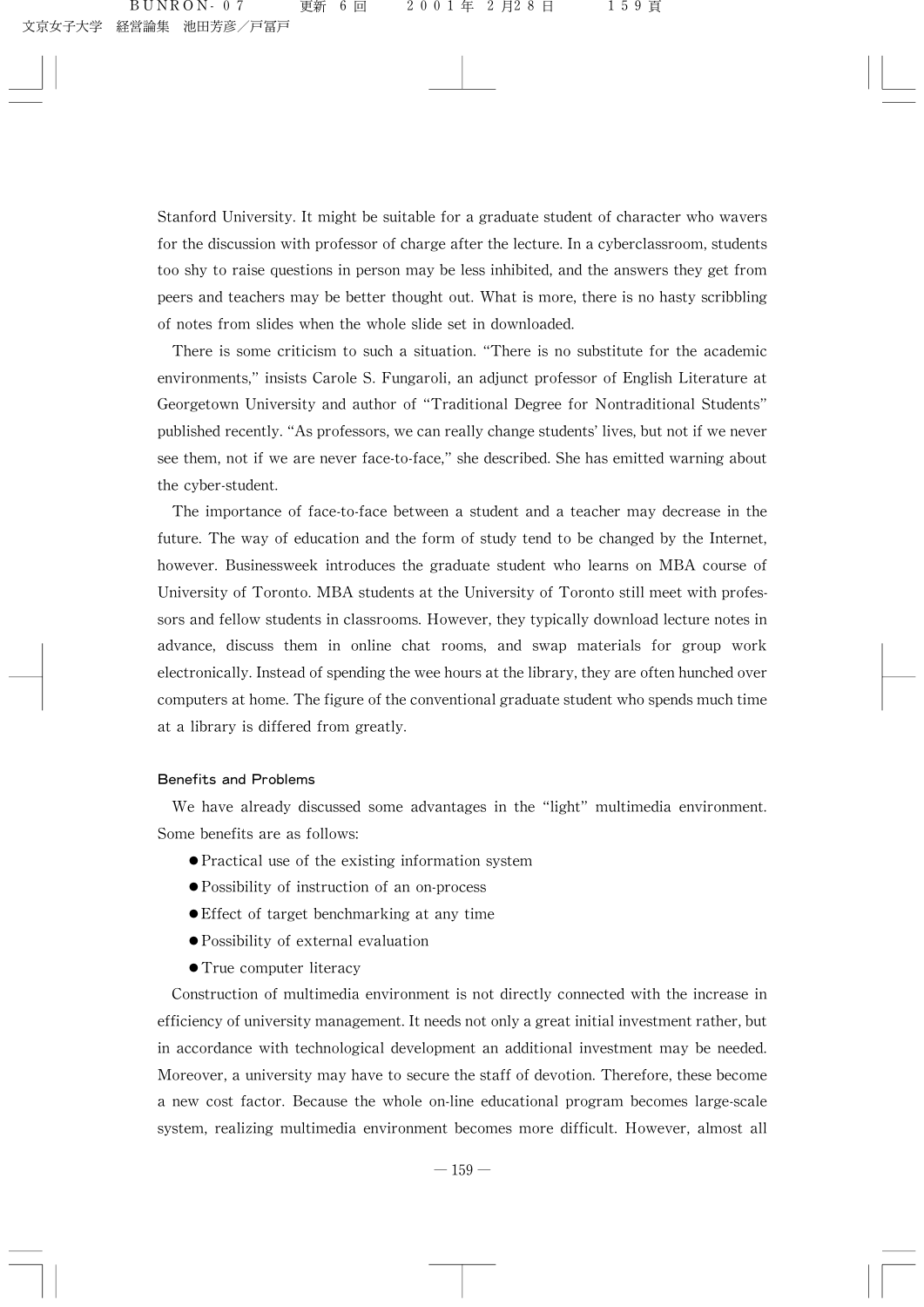Stanford University. It might be suitable for a graduate student of character who wavers for the discussion with professor of charge after the lecture. In a cyberclassroom, students too shy to raise questions in person may be less inhibited, and the answers they get from peers and teachers may be better thought out. What is more, there is no hasty scribbling of notes from slides when the whole slide set in downloaded.

There is some criticism to such a situation. "There is no substitute for the academic environments," insists Carole S. Fungaroli, an adjunct professor of English Literature at Georgetown University and author of "Traditional Degree for Nontraditional Students" published recently. "As professors, we can really change students' lives, but not if we never see them, not if we are never face-to-face," she described. She has emitted warning about the cyber-student.

The importance of face-to-face between a student and a teacher may decrease in the future. The way of education and the form of study tend to be changed by the Internet, however. Businessweek introduces the graduate student who learns on MBA course of University of Toronto. MBA students at the University of Toronto still meet with professors and fellow students in classrooms. However, they typically download lecture notes in advance, discuss them in online chat rooms, and swap materials for group work electronically. Instead of spending the wee hours at the library, they are often hunched over computers at home. The figure of the conventional graduate student who spends much time at a library is differed from greatly.

#### Benefits and Problems

We have already discussed some advantages in the "light" multimedia environment. Some benefits are as follows:

- Practical use of the existing information system
- Possibility of instruction of an on-process
- Effect of target benchmarking at any time
- Possibility of external evaluation
- True computer literacy

Construction of multimedia environment is not directly connected with the increase in efficiency of university management. It needs not only a great initial investment rather, but in accordance with technological development an additional investment may be needed. Moreover, a university may have to secure the staff of devotion. Therefore, these become a new cost factor. Because the whole on-line educational program becomes large-scale system, realizing multimedia environment becomes more difficult. However, almost all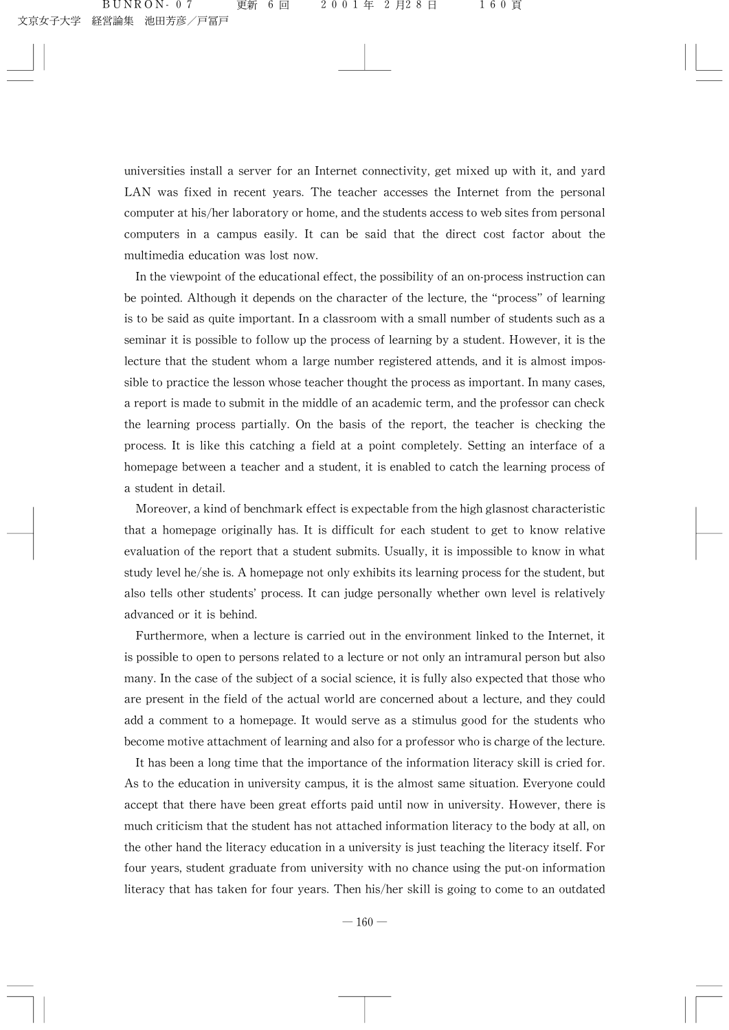universities install a server for an Internet connectivity, get mixed up with it, and yard LAN was fixed in recent years. The teacher accesses the Internet from the personal computer at his/her laboratory or home, and the students access to web sites from personal computers in a campus easily. It can be said that the direct cost factor about the multimedia education was lost now.

In the viewpoint of the educational effect, the possibility of an on-process instruction can be pointed. Although it depends on the character of the lecture, the "process" of learning is to be said as quite important. In a classroom with a small number of students such as a seminar it is possible to follow up the process of learning by a student. However, it is the lecture that the student whom a large number registered attends, and it is almost impossible to practice the lesson whose teacher thought the process as important. In many cases, a report is made to submit in the middle of an academic term, and the professor can check the learning process partially. On the basis of the report, the teacher is checking the process. It is like this catching a field at a point completely. Setting an interface of a homepage between a teacher and a student, it is enabled to catch the learning process of a student in detail.

Moreover, a kind of benchmark effect is expectable from the high glasnost characteristic that a homepage originally has. It is difficult for each student to get to know relative evaluation of the report that a student submits. Usually, it is impossible to know in what study level he/she is. A homepage not only exhibits its learning process for the student, but also tells other students' process. It can judge personally whether own level is relatively advanced or it is behind.

Furthermore, when a lecture is carried out in the environment linked to the Internet, it is possible to open to persons related to a lecture or not only an intramural person but also many. In the case of the subject of a social science, it is fully also expected that those who are present in the field of the actual world are concerned about a lecture, and they could add a comment to a homepage. It would serve as a stimulus good for the students who become motive attachment of learning and also for a professor who is charge of the lecture.

It has been a long time that the importance of the information literacy skill is cried for. As to the education in university campus, it is the almost same situation. Everyone could accept that there have been great efforts paid until now in university. However, there is much criticism that the student has not attached information literacy to the body at all, on the other hand the literacy education in a university is just teaching the literacy itself. For four years, student graduate from university with no chance using the put-on information literacy that has taken for four years. Then his/her skill is going to come to an outdated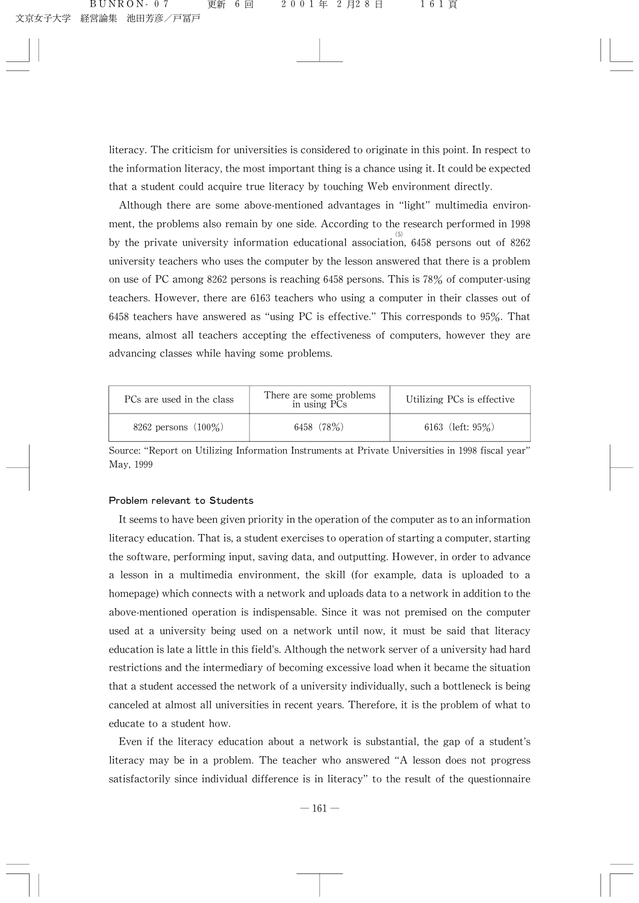literacy. The criticism for universities is considered to originate in this point. In respect to the information literacy, the most important thing is a chance using it. It could be expected that a student could acquire true literacy by touching Web environment directly.

Although there are some above-mentioned advantages in "light" multimedia environment, the problems also remain by one side. According to the research performed in 1998 by the private university information educational association,[5] 6458 persons out of 8262 university teachers who uses the computer by the lesson answered that there is a problem on use of PC among 8262 persons is reaching 6458 persons. This is 78% of computer-using teachers. However, there are 6163 teachers who using a computer in their classes out of 6458 teachers have answered as "using PC is effective." This corresponds to 95%. That means, almost all teachers accepting the effectiveness of computers, however they are advancing classes while having some problems.

| PCs are used in the class | There are some problems in using PCs | Utilizing PCs is effective |
| --- | --- | --- |
| 8262 persons（100%） | 6458（78%） | 6163（left: 95%） |

Source: "Report on Utilizing Information Instruments at Private Universities in 1998 fiscal year" May, 1999

### Problem relevant to Students

It seems to have been given priority in the operation of the computer as to an information literacy education. That is, a student exercises to operation of starting a computer, starting the software, performing input, saving data, and outputting. However, in order to advance a lesson in a multimedia environment, the skill (for example, data is uploaded to a homepage) which connects with a network and uploads data to a network in addition to the above-mentioned operation is indispensable. Since it was not premised on the computer used at a university being used on a network until now, it must be said that literacy education is late a little in this field's. Although the network server of a university had hard restrictions and the intermediary of becoming excessive load when it became the situation that a student accessed the network of a university individually, such a bottleneck is being canceled at almost all universities in recent years. Therefore, it is the problem of what to educate to a student how.

Even if the literacy education about a network is substantial, the gap of a student's literacy may be in a problem. The teacher who answered "A lesson does not progress satisfactorily since individual difference is in literacy" to the result of the questionnaire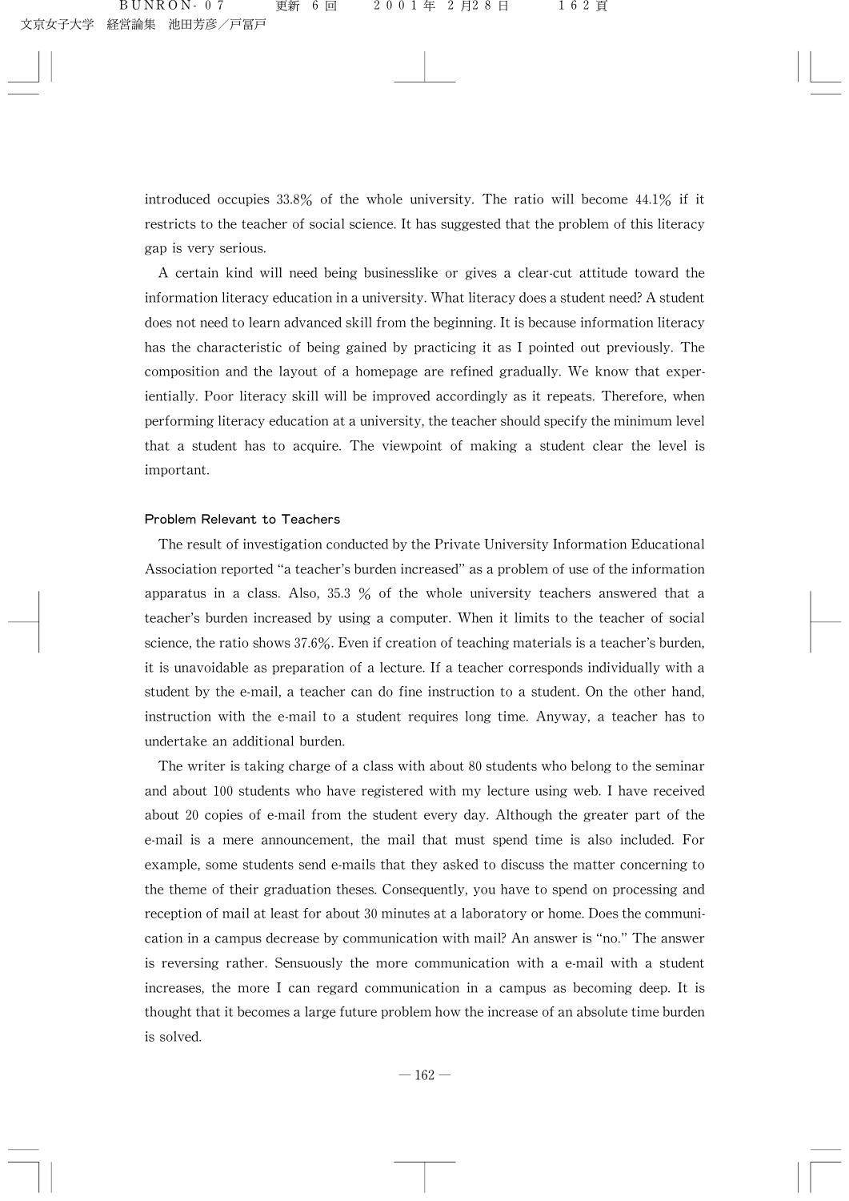introduced occupies 33.8% of the whole university. The ratio will become 44.1% if it restricts to the teacher of social science. It has suggested that the problem of this literacy gap is very serious.

A certain kind will need being businesslike or gives a clear-cut attitude toward the information literacy education in a university. What literacy does a student need? A student does not need to learn advanced skill from the beginning. It is because information literacy has the characteristic of being gained by practicing it as I pointed out previously. The composition and the layout of a homepage are refined gradually. We know that experientially. Poor literacy skill will be improved accordingly as it repeats. Therefore, when performing literacy education at a university, the teacher should specify the minimum level that a student has to acquire. The viewpoint of making a student clear the level is important.

### Problem Relevant to Teachers

The result of investigation conducted by the Private University Information Educational Association reported "a teacher's burden increased" as a problem of use of the information apparatus in a class. Also, 35.3 % of the whole university teachers answered that a teacher's burden increased by using a computer. When it limits to the teacher of social science, the ratio shows 37.6%. Even if creation of teaching materials is a teacher's burden, it is unavoidable as preparation of a lecture. If a teacher corresponds individually with a student by the e-mail, a teacher can do fine instruction to a student. On the other hand, instruction with the e-mail to a student requires long time. Anyway, a teacher has to undertake an additional burden.

The writer is taking charge of a class with about 80 students who belong to the seminar and about 100 students who have registered with my lecture using web. I have received about 20 copies of e-mail from the student every day. Although the greater part of the e-mail is a mere announcement, the mail that must spend time is also included. For example, some students send e-mails that they asked to discuss the matter concerning to the theme of their graduation theses. Consequently, you have to spend on processing and reception of mail at least for about 30 minutes at a laboratory or home. Does the communication in a campus decrease by communication with mail? An answer is "no." The answer is reversing rather. Sensuously the more communication with a e-mail with a student increases, the more I can regard communication in a campus as becoming deep. It is thought that it becomes a large future problem how the increase of an absolute time burden is solved.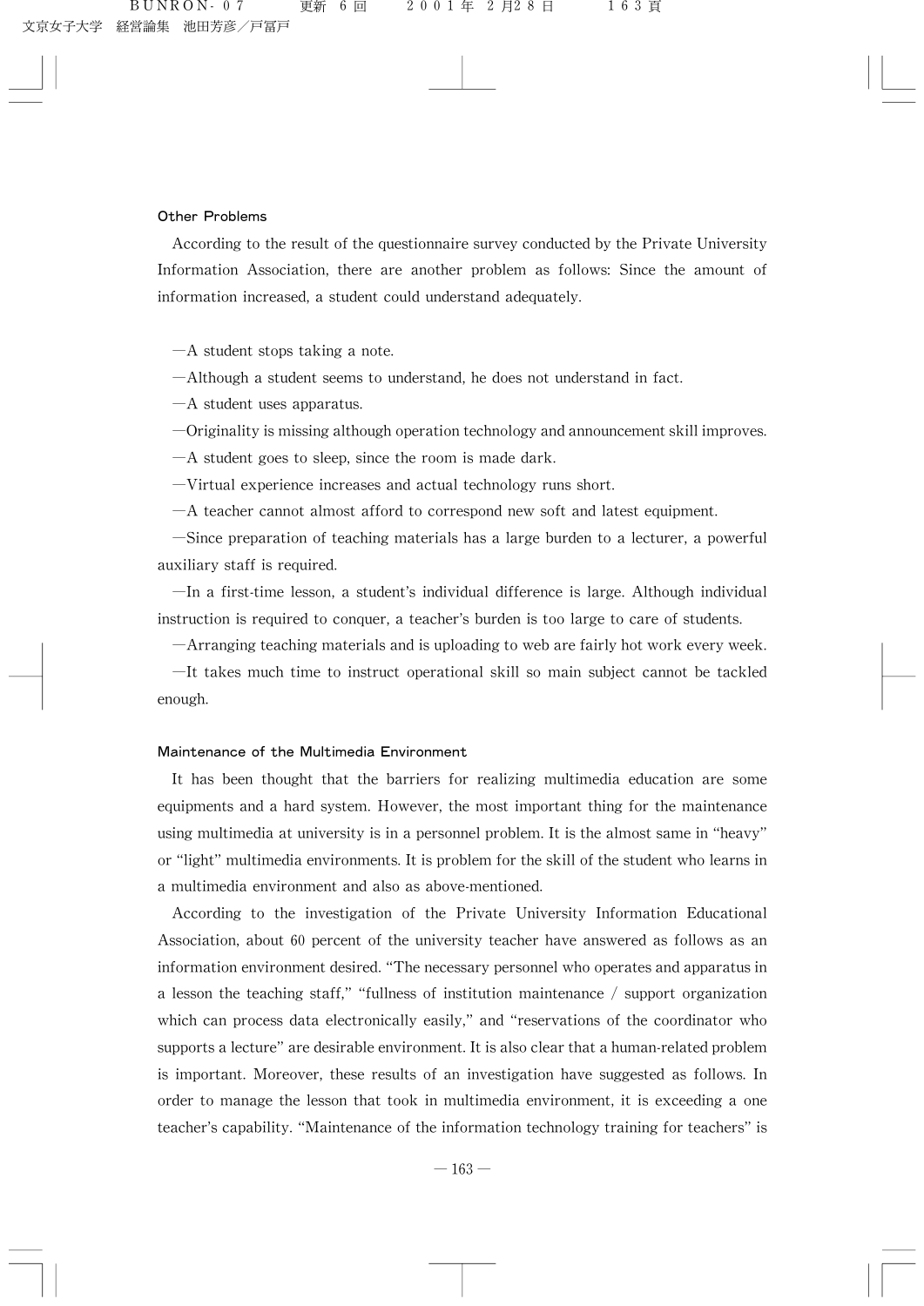### Other Problems

According to the result of the questionnaire survey conducted by the Private University Information Association, there are another problem as follows: Since the amount of information increased, a student could understand adequately.

—A student stops taking a note.

—Although a student seems to understand, he does not understand in fact.

—A student uses apparatus.

—Originality is missing although operation technology and announcement skill improves.

—A student goes to sleep, since the room is made dark.

—Virtual experience increases and actual technology runs short.

—A teacher cannot almost afford to correspond new soft and latest equipment.

—Since preparation of teaching materials has a large burden to a lecturer, a powerful auxiliary staff is required.

—In a first-time lesson, a student's individual difference is large. Although individual instruction is required to conquer, a teacher's burden is too large to care of students.

—Arranging teaching materials and is uploading to web are fairly hot work every week.

—It takes much time to instruct operational skill so main subject cannot be tackled enough.

### Maintenance of the Multimedia Environment

It has been thought that the barriers for realizing multimedia education are some equipments and a hard system. However, the most important thing for the maintenance using multimedia at university is in a personnel problem. It is the almost same in "heavy" or "light" multimedia environments. It is problem for the skill of the student who learns in a multimedia environment and also as above-mentioned.

According to the investigation of the Private University Information Educational Association, about 60 percent of the university teacher have answered as follows as an information environment desired. "The necessary personnel who operates and apparatus in a lesson the teaching staff," "fullness of institution maintenance / support organization which can process data electronically easily," and "reservations of the coordinator who supports a lecture" are desirable environment. It is also clear that a human-related problem is important. Moreover, these results of an investigation have suggested as follows. In order to manage the lesson that took in multimedia environment, it is exceeding a one teacher's capability. "Maintenance of the information technology training for teachers" is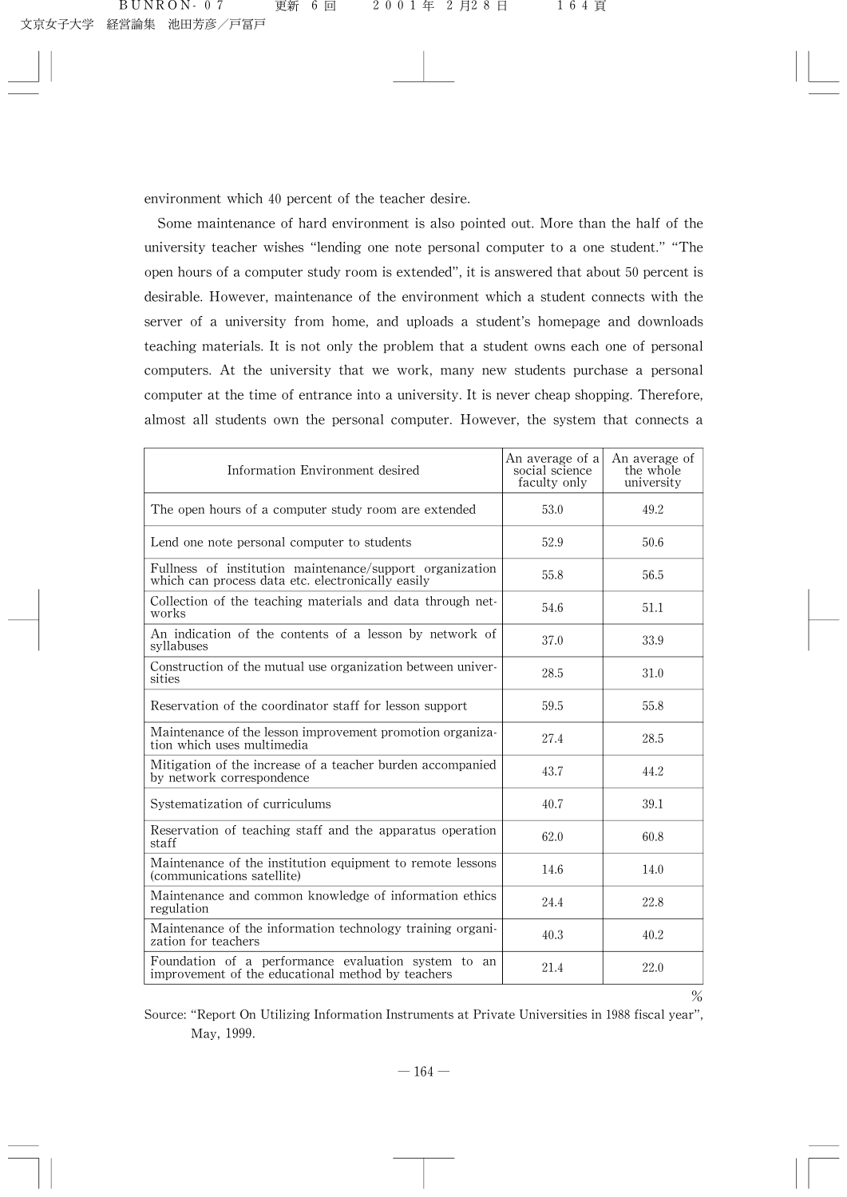environment which 40 percent of the teacher desire.

Some maintenance of hard environment is also pointed out. More than the half of the university teacher wishes "lending one note personal computer to a one student." "The open hours of a computer study room is extended", it is answered that about 50 percent is desirable. However, maintenance of the environment which a student connects with the server of a university from home, and uploads a student's homepage and downloads teaching materials. It is not only the problem that a student owns each one of personal computers. At the university that we work, many new students purchase a personal computer at the time of entrance into a university. It is never cheap shopping. Therefore, almost all students own the personal computer. However, the system that connects a

| Information Environment desired | An average of a social science faculty only | An average of the whole university |
|---|---|---|
| The open hours of a computer study room are extended | 53.0 | 49.2 |
| Lend one note personal computer to students | 52.9 | 50.6 |
| Fullness of institution maintenance/support organization which can process data etc. electronically easily | 55.8 | 56.5 |
| Collection of the teaching materials and data through networks | 54.6 | 51.1 |
| An indication of the contents of a lesson by network of syllabuses | 37.0 | 33.9 |
| Construction of the mutual use organization between universities | 28.5 | 31.0 |
| Reservation of the coordinator staff for lesson support | 59.5 | 55.8 |
| Maintenance of the lesson improvement promotion organization which uses multimedia | 27.4 | 28.5 |
| Mitigation of the increase of a teacher burden accompanied by network correspondence | 43.7 | 44.2 |
| Systematization of curriculums | 40.7 | 39.1 |
| Reservation of teaching staff and the apparatus operation staff | 62.0 | 60.8 |
| Maintenance of the institution equipment to remote lessons (communications satellite) | 14.6 | 14.0 |
| Maintenance and common knowledge of information ethics regulation | 24.4 | 22.8 |
| Maintenance of the information technology training organization for teachers | 40.3 | 40.2 |
| Foundation of a performance evaluation system to an improvement of the educational method by teachers | 21.4 | 22.0 |

%

Source: "Report On Utilizing Information Instruments at Private Universities in 1988 fiscal year", May, 1999.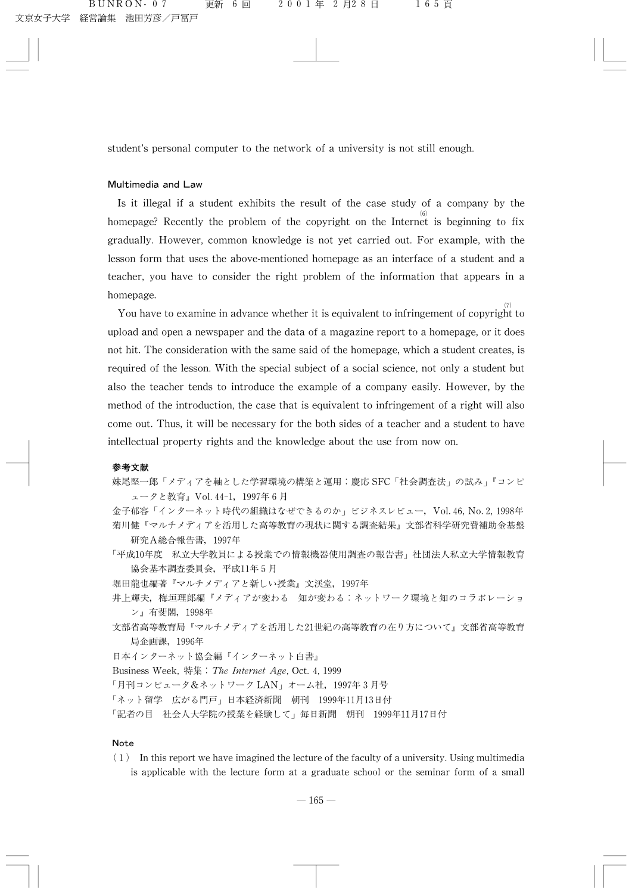student's personal computer to the network of a university is not still enough.

### Multimedia and Law

Is it illegal if a student exhibits the result of the case study of a company by the homepage? Recently the problem of the copyright on the Internet[(6)] is beginning to fix gradually. However, common knowledge is not yet carried out. For example, with the lesson form that uses the above-mentioned homepage as an interface of a student and a teacher, you have to consider the right problem of the information that appears in a homepage.

You have to examine in advance whether it is equivalent to infringement of copyright[(7)] to upload and open a newspaper and the data of a magazine report to a homepage, or it does not hit. The consideration with the same said of the homepage, which a student creates, is required of the lesson. With the special subject of a social science, not only a student but also the teacher tends to introduce the example of a company easily. However, by the method of the introduction, the case that is equivalent to infringement of a right will also come out. Thus, it will be necessary for the both sides of a teacher and a student to have intellectual property rights and the knowledge about the use from now on.

### 参考文献

妹尾堅一郎「メディアを軸とした学習環境の構築と運用：慶応 SFC「社会調査法」の試み」『コンピュータと教育』Vol. 44-1, 1997年６月

金子郁容「インターネット時代の組織はなぜできるのか」ビジネスレビュー，Vol. 46, No. 2, 1998年

菊川健『マルチメディアを活用した高等教育の現状に関する調査結果』文部省科学研究費補助金基盤研究Ａ総合報告書，1997年

「平成10年度　私立大学教員による授業での情報機器使用調査の報告書」社団法人私立大学情報教育協会基本調査委員会，平成11年５月

堀田龍也編著『マルチメディアと新しい授業』文渓堂，1997年

井上輝夫，梅垣理郎編『メディアが変わる　知が変わる：ネットワーク環境と知のコラボレーション』有斐閣，1998年

文部省高等教育局『マルチメディアを活用した21世紀の高等教育の在り方について』文部省高等教育局企画課，1996年

日本インターネット協会編『インターネット白書』

Business Week, 特集：*The Internet Age*, Oct. 4, 1999

「月刊コンピュータ＆ネットワーク LAN」オーム社，1997年３月号

「ネット留学　広がる門戸」日本経済新聞　朝刊　1999年11月13日付

「記者の目　社会人大学院の授業を経験して」毎日新聞　朝刊　1999年11月17日付

### Note

（１） In this report we have imagined the lecture of the faculty of a university. Using multimedia is applicable with the lecture form at a graduate school or the seminar form of a small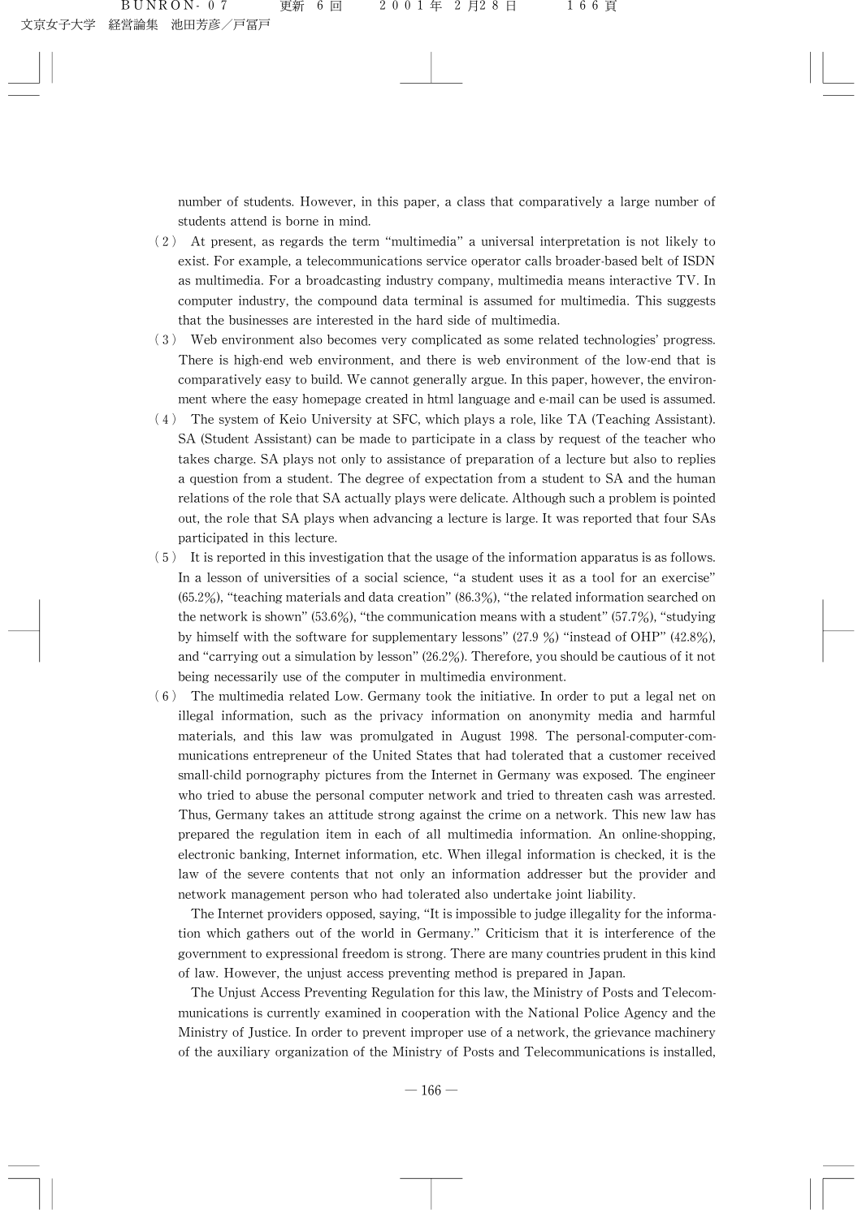number of students. However, in this paper, a class that comparatively a large number of students attend is borne in mind.

(2) At present, as regards the term “multimedia” a universal interpretation is not likely to exist. For example, a telecommunications service operator calls broader-based belt of ISDN as multimedia. For a broadcasting industry company, multimedia means interactive TV. In computer industry, the compound data terminal is assumed for multimedia. This suggests that the businesses are interested in the hard side of multimedia.

(3) Web environment also becomes very complicated as some related technologies' progress. There is high-end web environment, and there is web environment of the low-end that is comparatively easy to build. We cannot generally argue. In this paper, however, the environment where the easy homepage created in html language and e-mail can be used is assumed.

(4) The system of Keio University at SFC, which plays a role, like TA (Teaching Assistant). SA (Student Assistant) can be made to participate in a class by request of the teacher who takes charge. SA plays not only to assistance of preparation of a lecture but also to replies a question from a student. The degree of expectation from a student to SA and the human relations of the role that SA actually plays were delicate. Although such a problem is pointed out, the role that SA plays when advancing a lecture is large. It was reported that four SAs participated in this lecture.

(5) It is reported in this investigation that the usage of the information apparatus is as follows. In a lesson of universities of a social science, “a student uses it as a tool for an exercise” (65.2%), “teaching materials and data creation” (86.3%), “the related information searched on the network is shown” (53.6%), “the communication means with a student” (57.7%), “studying by himself with the software for supplementary lessons” (27.9 %) “instead of OHP” (42.8%), and “carrying out a simulation by lesson” (26.2%). Therefore, you should be cautious of it not being necessarily use of the computer in multimedia environment.

(6) The multimedia related Low. Germany took the initiative. In order to put a legal net on illegal information, such as the privacy information on anonymity media and harmful materials, and this law was promulgated in August 1998. The personal-computer-communications entrepreneur of the United States that had tolerated that a customer received small-child pornography pictures from the Internet in Germany was exposed. The engineer who tried to abuse the personal computer network and tried to threaten cash was arrested. Thus, Germany takes an attitude strong against the crime on a network. This new law has prepared the regulation item in each of all multimedia information. An online-shopping, electronic banking, Internet information, etc. When illegal information is checked, it is the law of the severe contents that not only an information addresser but the provider and network management person who had tolerated also undertake joint liability.

The Internet providers opposed, saying, “It is impossible to judge illegality for the information which gathers out of the world in Germany.” Criticism that it is interference of the government to expressional freedom is strong. There are many countries prudent in this kind of law. However, the unjust access preventing method is prepared in Japan.

The Unjust Access Preventing Regulation for this law, the Ministry of Posts and Telecommunications is currently examined in cooperation with the National Police Agency and the Ministry of Justice. In order to prevent improper use of a network, the grievance machinery of the auxiliary organization of the Ministry of Posts and Telecommunications is installed,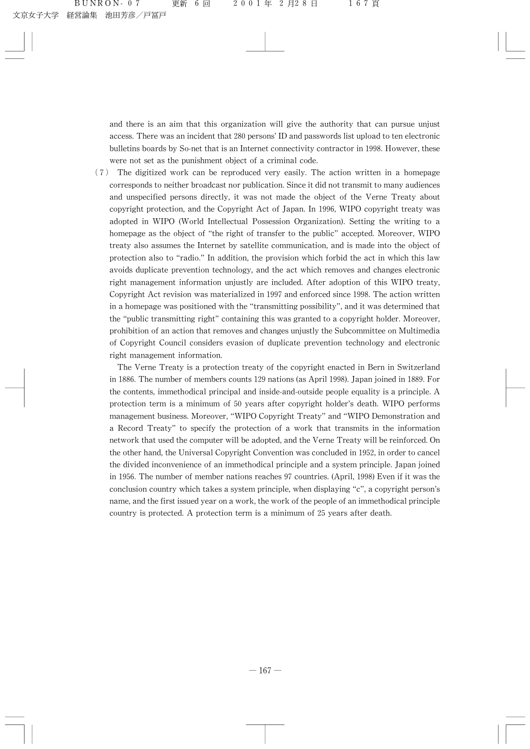and there is an aim that this organization will give the authority that can pursue unjust access. There was an incident that 280 persons' ID and passwords list upload to ten electronic bulletins boards by So-net that is an Internet connectivity contractor in 1998. However, these were not set as the punishment object of a criminal code.

（7） The digitized work can be reproduced very easily. The action written in a homepage corresponds to neither broadcast nor publication. Since it did not transmit to many audiences and unspecified persons directly, it was not made the object of the Verne Treaty about copyright protection, and the Copyright Act of Japan. In 1996, WIPO copyright treaty was adopted in WIPO (World Intellectual Possession Organization). Setting the writing to a homepage as the object of "the right of transfer to the public" accepted. Moreover, WIPO treaty also assumes the Internet by satellite communication, and is made into the object of protection also to "radio." In addition, the provision which forbid the act in which this law avoids duplicate prevention technology, and the act which removes and changes electronic right management information unjustly are included. After adoption of this WIPO treaty, Copyright Act revision was materialized in 1997 and enforced since 1998. The action written in a homepage was positioned with the "transmitting possibility", and it was determined that the "public transmitting right" containing this was granted to a copyright holder. Moreover, prohibition of an action that removes and changes unjustly the Subcommittee on Multimedia of Copyright Council considers evasion of duplicate prevention technology and electronic right management information.

The Verne Treaty is a protection treaty of the copyright enacted in Bern in Switzerland in 1886. The number of members counts 129 nations (as April 1998). Japan joined in 1889. For the contents, immethodical principal and inside-and-outside people equality is a principle. A protection term is a minimum of 50 years after copyright holder's death. WIPO performs management business. Moreover, "WIPO Copyright Treaty" and "WIPO Demonstration and a Record Treaty" to specify the protection of a work that transmits in the information network that used the computer will be adopted, and the Verne Treaty will be reinforced. On the other hand, the Universal Copyright Convention was concluded in 1952, in order to cancel the divided inconvenience of an immethodical principle and a system principle. Japan joined in 1956. The number of member nations reaches 97 countries. (April, 1998) Even if it was the conclusion country which takes a system principle, when displaying "c", a copyright person's name, and the first issued year on a work, the work of the people of an immethodical principle country is protected. A protection term is a minimum of 25 years after death.